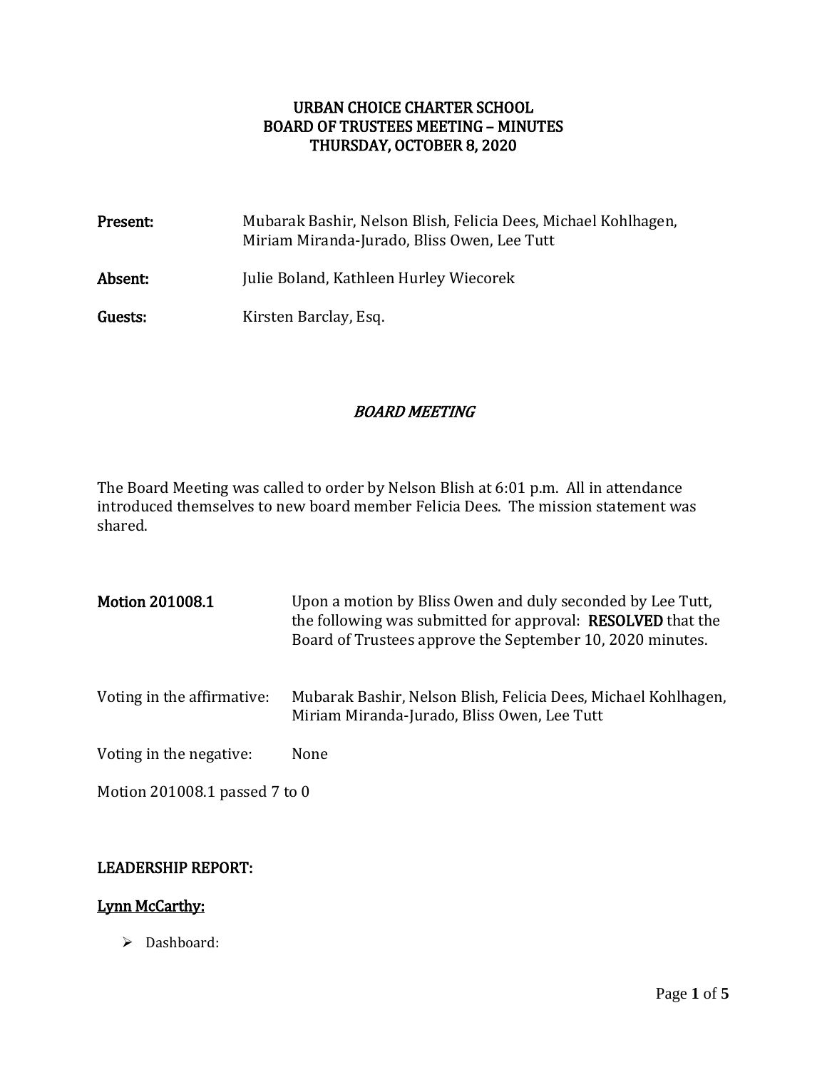# URBAN CHOICE CHARTER SCHOOL
# BOARD OF TRUSTEES MEETING – MINUTES
# THURSDAY, OCTOBER 8, 2020

**Present:** Mubarak Bashir, Nelson Blish, Felicia Dees, Michael Kohlhagen, Miriam Miranda-Jurado, Bliss Owen, Lee Tutt

**Absent:** Julie Boland, Kathleen Hurley Wiecorek

**Guests:** Kirsten Barclay, Esq.

## *BOARD MEETING*

The Board Meeting was called to order by Nelson Blish at 6:01 p.m. All in attendance introduced themselves to new board member Felicia Dees. The mission statement was shared.

**Motion 201008.1** Upon a motion by Bliss Owen and duly seconded by Lee Tutt, the following was submitted for approval: **RESOLVED** that the Board of Trustees approve the September 10, 2020 minutes.

Voting in the affirmative: Mubarak Bashir, Nelson Blish, Felicia Dees, Michael Kohlhagen, Miriam Miranda-Jurado, Bliss Owen, Lee Tutt

Voting in the negative: None

Motion 201008.1 passed 7 to 0

## LEADERSHIP REPORT:

### Lynn McCarthy:

- Dashboard: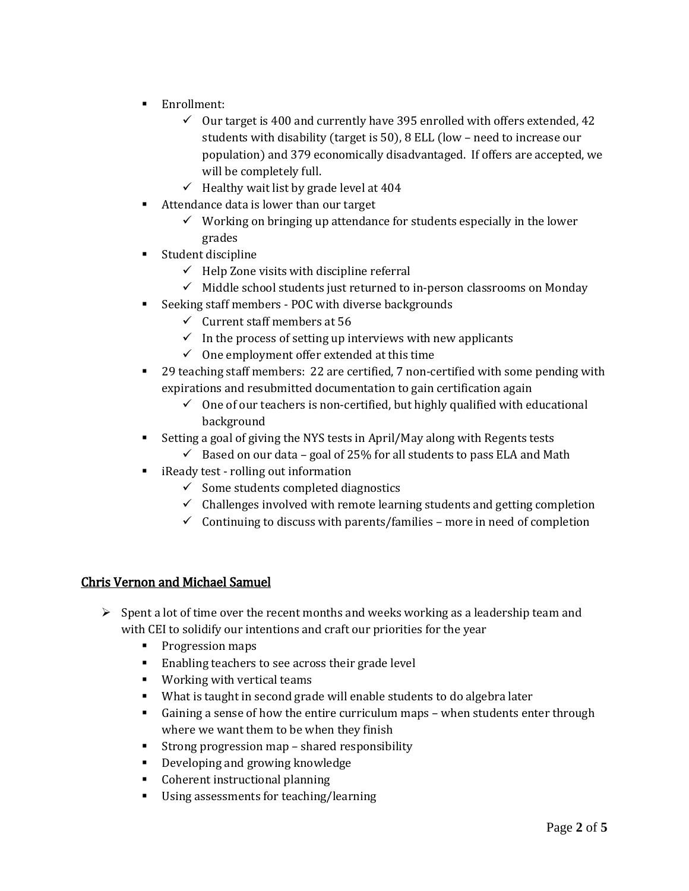- Enrollment:
  - Our target is 400 and currently have 395 enrolled with offers extended, 42 students with disability (target is 50), 8 ELL (low – need to increase our population) and 379 economically disadvantaged. If offers are accepted, we will be completely full.
  - Healthy wait list by grade level at 404
- Attendance data is lower than our target
  - Working on bringing up attendance for students especially in the lower grades
- Student discipline
  - Help Zone visits with discipline referral
  - Middle school students just returned to in-person classrooms on Monday
- Seeking staff members - POC with diverse backgrounds
  - Current staff members at 56
  - In the process of setting up interviews with new applicants
  - One employment offer extended at this time
- 29 teaching staff members: 22 are certified, 7 non-certified with some pending with expirations and resubmitted documentation to gain certification again
  - One of our teachers is non-certified, but highly qualified with educational background
- Setting a goal of giving the NYS tests in April/May along with Regents tests
  - Based on our data – goal of 25% for all students to pass ELA and Math
- iReady test - rolling out information
  - Some students completed diagnostics
  - Challenges involved with remote learning students and getting completion
  - Continuing to discuss with parents/families – more in need of completion

## Chris Vernon and Michael Samuel

- Spent a lot of time over the recent months and weeks working as a leadership team and with CEI to solidify our intentions and craft our priorities for the year
  - Progression maps
  - Enabling teachers to see across their grade level
  - Working with vertical teams
  - What is taught in second grade will enable students to do algebra later
  - Gaining a sense of how the entire curriculum maps – when students enter through where we want them to be when they finish
  - Strong progression map – shared responsibility
  - Developing and growing knowledge
  - Coherent instructional planning
  - Using assessments for teaching/learning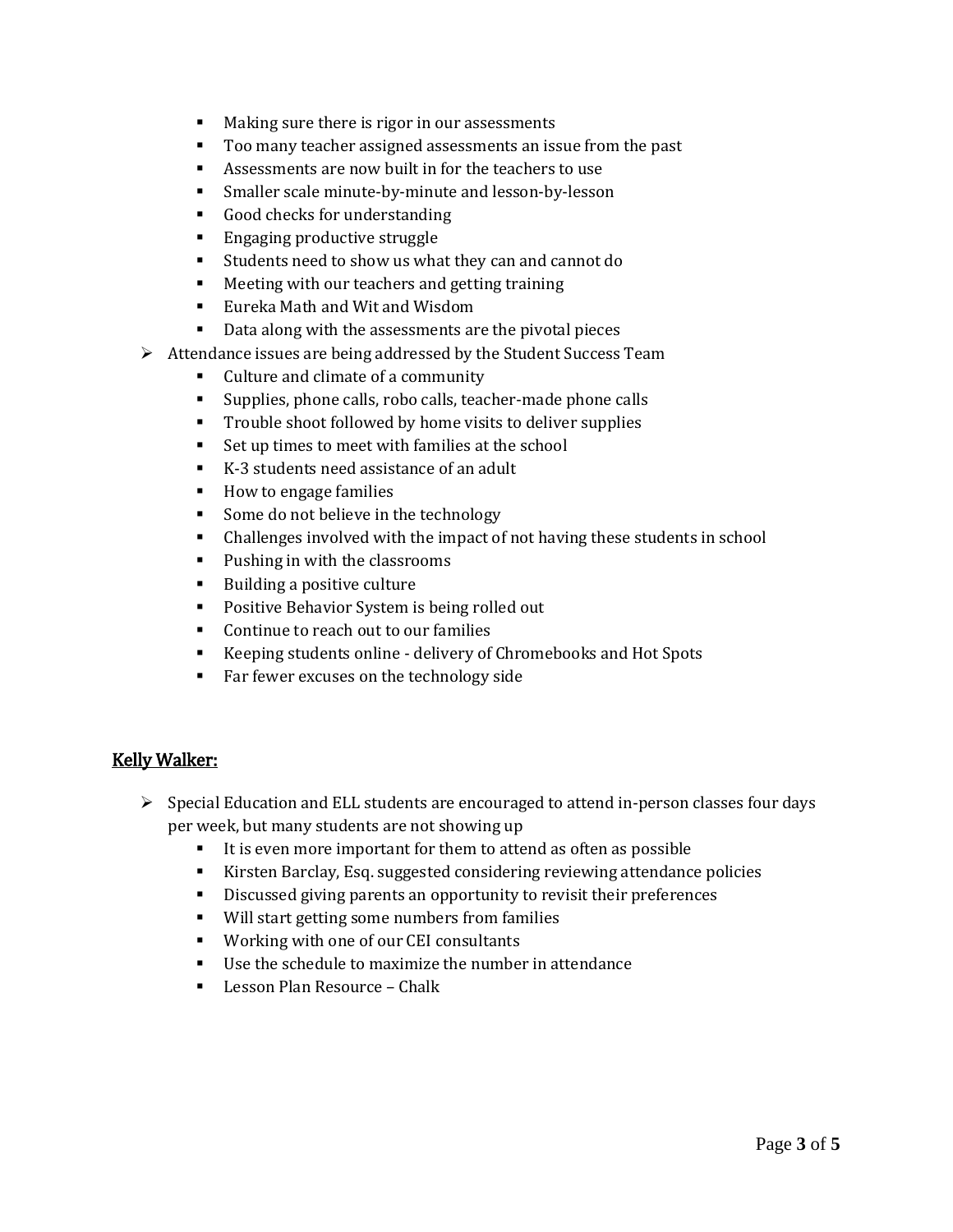- Making sure there is rigor in our assessments
    - Too many teacher assigned assessments an issue from the past
    - Assessments are now built in for the teachers to use
    - Smaller scale minute-by-minute and lesson-by-lesson
    - Good checks for understanding
    - Engaging productive struggle
    - Students need to show us what they can and cannot do
    - Meeting with our teachers and getting training
    - Eureka Math and Wit and Wisdom
    - Data along with the assessments are the pivotal pieces
- Attendance issues are being addressed by the Student Success Team
    - Culture and climate of a community
    - Supplies, phone calls, robo calls, teacher-made phone calls
    - Trouble shoot followed by home visits to deliver supplies
    - Set up times to meet with families at the school
    - K-3 students need assistance of an adult
    - How to engage families
    - Some do not believe in the technology
    - Challenges involved with the impact of not having these students in school
    - Pushing in with the classrooms
    - Building a positive culture
    - Positive Behavior System is being rolled out
    - Continue to reach out to our families
    - Keeping students online - delivery of Chromebooks and Hot Spots
    - Far fewer excuses on the technology side

<u>Kelly Walker:</u>

- Special Education and ELL students are encouraged to attend in-person classes four days per week, but many students are not showing up
    - It is even more important for them to attend as often as possible
    - Kirsten Barclay, Esq. suggested considering reviewing attendance policies
    - Discussed giving parents an opportunity to revisit their preferences
    - Will start getting some numbers from families
    - Working with one of our CEI consultants
    - Use the schedule to maximize the number in attendance
    - Lesson Plan Resource – Chalk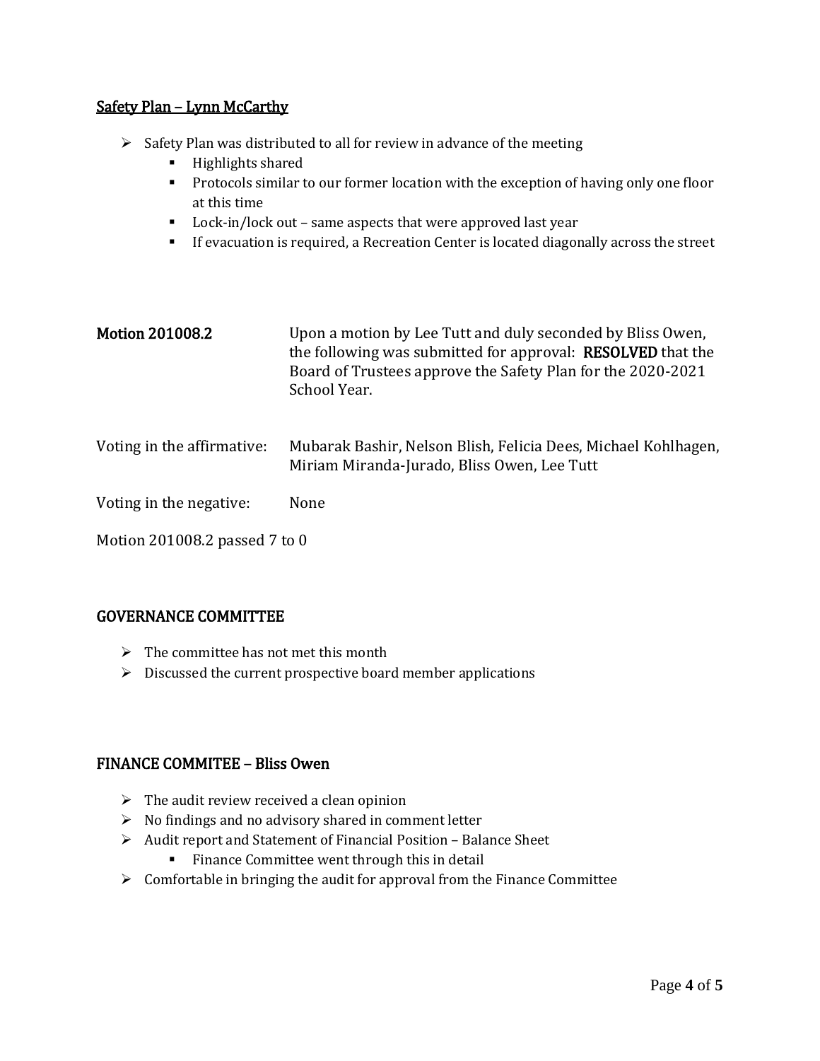## <u>Safety Plan – Lynn McCarthy</u>

- Safety Plan was distributed to all for review in advance of the meeting
  - Highlights shared
  - Protocols similar to our former location with the exception of having only one floor at this time
  - Lock-in/lock out – same aspects that were approved last year
  - If evacuation is required, a Recreation Center is located diagonally across the street

**Motion 201008.2** Upon a motion by Lee Tutt and duly seconded by Bliss Owen, the following was submitted for approval: **RESOLVED** that the Board of Trustees approve the Safety Plan for the 2020-2021 School Year.

Voting in the affirmative: Mubarak Bashir, Nelson Blish, Felicia Dees, Michael Kohlhagen, Miriam Miranda-Jurado, Bliss Owen, Lee Tutt

Voting in the negative: None

Motion 201008.2 passed 7 to 0

## GOVERNANCE COMMITTEE

- The committee has not met this month
- Discussed the current prospective board member applications

## FINANCE COMMITEE – Bliss Owen

- The audit review received a clean opinion
- No findings and no advisory shared in comment letter
- Audit report and Statement of Financial Position – Balance Sheet
  - Finance Committee went through this in detail
- Comfortable in bringing the audit for approval from the Finance Committee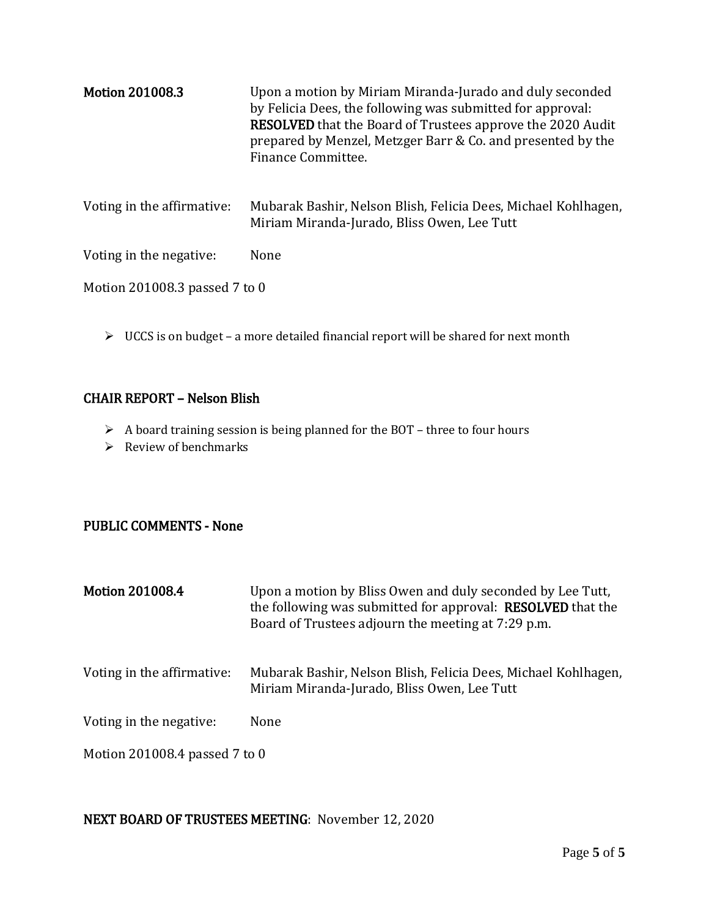**Motion 201008.3** Upon a motion by Miriam Miranda-Jurado and duly seconded by Felicia Dees, the following was submitted for approval: **RESOLVED** that the Board of Trustees approve the 2020 Audit prepared by Menzel, Metzger Barr & Co. and presented by the Finance Committee.

Voting in the affirmative: Mubarak Bashir, Nelson Blish, Felicia Dees, Michael Kohlhagen, Miriam Miranda-Jurado, Bliss Owen, Lee Tutt

Voting in the negative: None

Motion 201008.3 passed 7 to 0

- UCCS is on budget – a more detailed financial report will be shared for next month

## CHAIR REPORT – Nelson Blish

- A board training session is being planned for the BOT – three to four hours
- Review of benchmarks

## PUBLIC COMMENTS - None

**Motion 201008.4** Upon a motion by Bliss Owen and duly seconded by Lee Tutt, the following was submitted for approval: **RESOLVED** that the Board of Trustees adjourn the meeting at 7:29 p.m.

Voting in the affirmative: Mubarak Bashir, Nelson Blish, Felicia Dees, Michael Kohlhagen, Miriam Miranda-Jurado, Bliss Owen, Lee Tutt

Voting in the negative: None

Motion 201008.4 passed 7 to 0

**NEXT BOARD OF TRUSTEES MEETING**: November 12, 2020